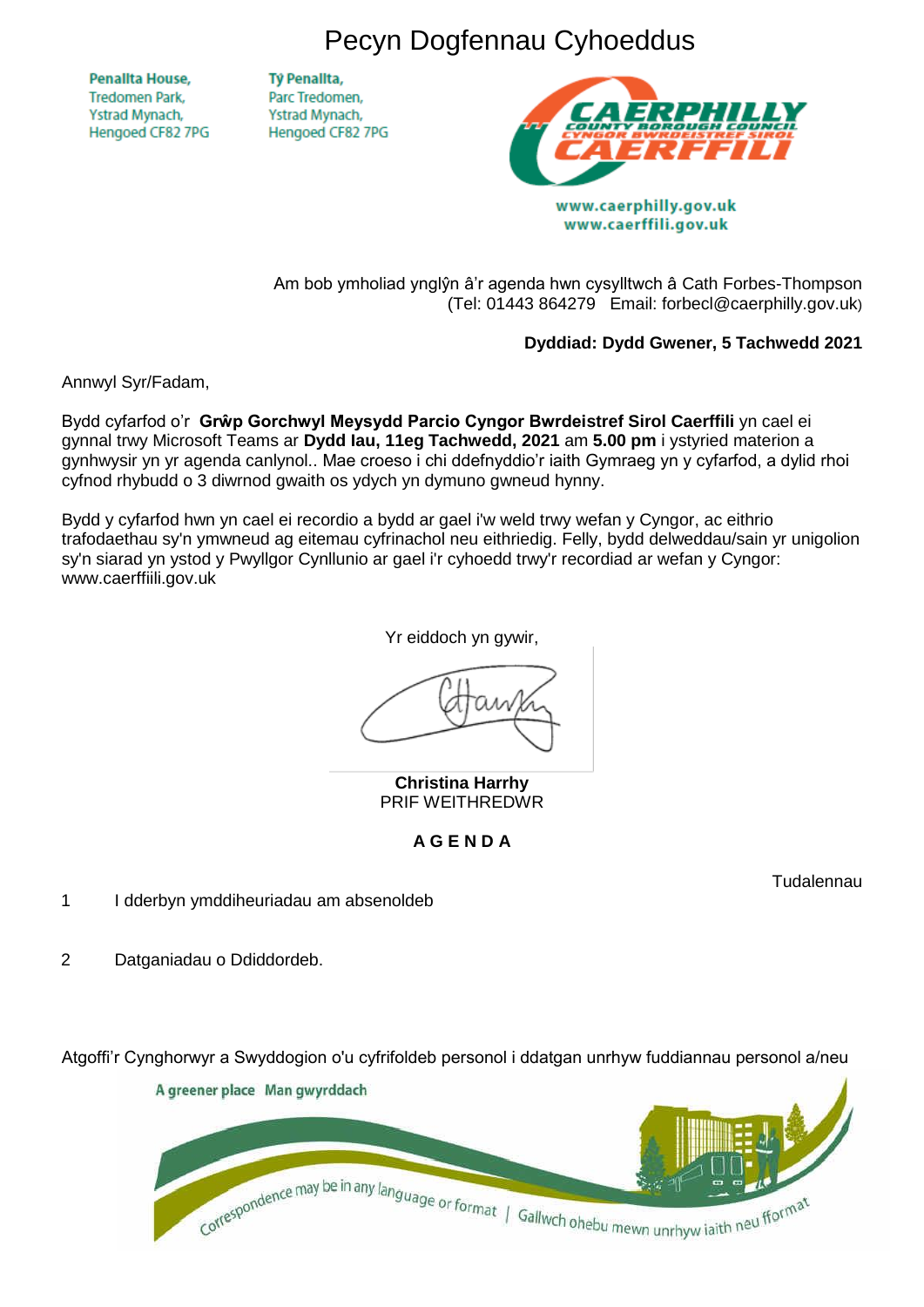# Pecyn Dogfennau Cyhoeddus

Penallta House,
Tredomen Park,
Ystrad Mynach,
Hengoed CF82 7PG

Tŷ Penallta,
Parc Tredomen,
Ystrad Mynach,
Hengoed CF82 7PG

CAERPHILLY COUNTY BOROUGH COUNCIL
CYNGOR BWRDEISTREF SIROL CAERFFILI

www.caerphilly.gov.uk
www.caerffili.gov.uk

Am bob ymholiad ynglŷn â'r agenda hwn cysylltwch â Cath Forbes-Thompson
(Tel: 01443 864279 Email: forbecl@caerphilly.gov.uk)

**Dyddiad: Dydd Gwener, 5 Tachwedd 2021**

Annwyl Syr/Fadam,

Bydd cyfarfod o'r **Grŵp Gorchwyl Meysydd Parcio Cyngor Bwrdeistref Sirol Caerffili** yn cael ei gynnal trwy Microsoft Teams ar **Dydd Iau, 11eg Tachwedd, 2021** am **5.00 pm** i ystyried materion a gynhwysir yn yr agenda canlynol.. Mae croeso i chi ddefnyddio'r iaith Gymraeg yn y cyfarfod, a dylid rhoi cyfnod rhybudd o 3 diwrnod gwaith os ydych yn dymuno gwneud hynny.

Bydd y cyfarfod hwn yn cael ei recordio a bydd ar gael i'w weld trwy wefan y Cyngor, ac eithrio trafodaethau sy'n ymwneud ag eitemau cyfrinachol neu eithriedig. Felly, bydd delweddau/sain yr unigolion sy'n siarad yn ystod y Pwyllgor Cynllunio ar gael i'r cyhoedd trwy'r recordiad ar wefan y Cyngor: www.caerffiili.gov.uk

Yr eiddoch yn gywir,

**Christina Harrhy**
PRIF WEITHREDWR

**A G E N D A**

Tudalennau

1 I dderbyn ymddiheuriadau am absenoldeb

2 Datganiadau o Ddiddordeb.

Atgoffi'r Cynghorwyr a Swyddogion o'u cyfrifoldeb personol i ddatgan unrhyw fuddiannau personol a/neu

A greener place Man gwyrddach

Correspondence may be in any language or format | Gallwch ohebu mewn unrhyw iaith neu fformat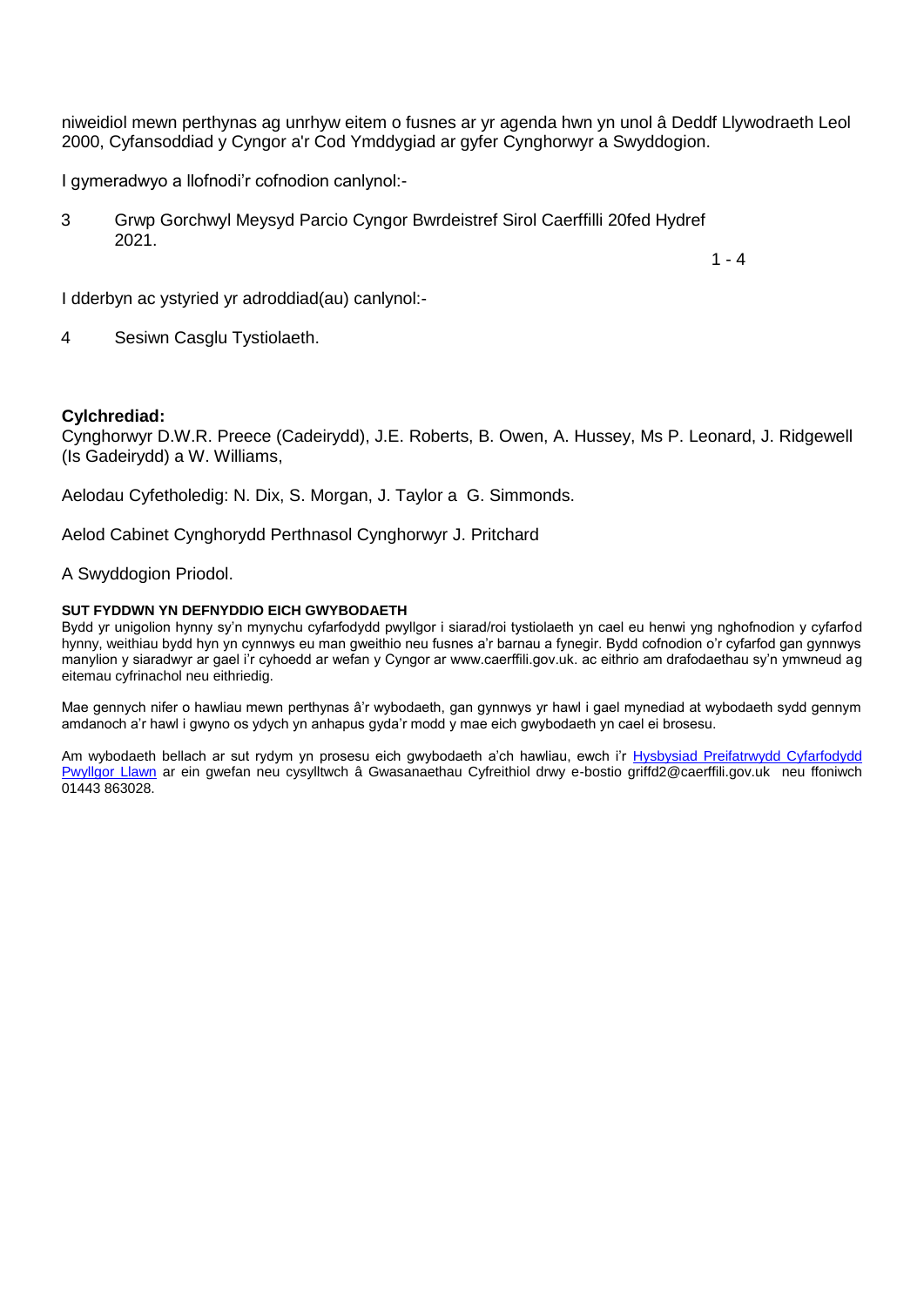niweidiol mewn perthynas ag unrhyw eitem o fusnes ar yr agenda hwn yn unol â Deddf Llywodraeth Leol 2000, Cyfansoddiad y Cyngor a'r Cod Ymddygiad ar gyfer Cynghorwyr a Swyddogion.

I gymeradwyo a llofnodi'r cofnodion canlynol:-

3 Grwp Gorchwyl Meysyd Parcio Cyngor Bwrdeistref Sirol Caerffilli 20fed Hydref 2021.

1 - 4

I dderbyn ac ystyried yr adroddiad(au) canlynol:-

4 Sesiwn Casglu Tystiolaeth.

**Cylchrediad:**
Cynghorwyr D.W.R. Preece (Cadeirydd), J.E. Roberts, B. Owen, A. Hussey, Ms P. Leonard, J. Ridgewell (Is Gadeirydd) a W. Williams,

Aelodau Cyfetholedig: N. Dix, S. Morgan, J. Taylor a G. Simmonds.

Aelod Cabinet Cynghorydd Perthnasol Cynghorwyr J. Pritchard

A Swyddogion Priodol.

**SUT FYDDWN YN DEFNYDDIO EICH GWYBODAETH**
Bydd yr unigolion hynny sy'n mynychu cyfarfodydd pwyllgor i siarad/roi tystiolaeth yn cael eu henwi yng nghofnodion y cyfarfod hynny, weithiau bydd hyn yn cynnwys eu man gweithio neu fusnes a'r barnau a fynegir. Bydd cofnodion o'r cyfarfod gan gynnwys manylion y siaradwyr ar gael i'r cyhoedd ar wefan y Cyngor ar www.caerffili.gov.uk. ac eithrio am drafodaethau sy'n ymwneud ag eitemau cyfrinachol neu eithriedig.

Mae gennych nifer o hawliau mewn perthynas â'r wybodaeth, gan gynnwys yr hawl i gael mynediad at wybodaeth sydd gennym amdanoch a'r hawl i gwyno os ydych yn anhapus gyda'r modd y mae eich gwybodaeth yn cael ei brosesu.

Am wybodaeth bellach ar sut rydym yn prosesu eich gwybodaeth a'ch hawliau, ewch i'r Hysbysiad Preifatrwydd Cyfarfodydd Pwyllgor Llawn ar ein gwefan neu cysylltwch â Gwasanaethau Cyfreithiol drwy e-bostio griffd2@caerffili.gov.uk neu ffoniwch 01443 863028.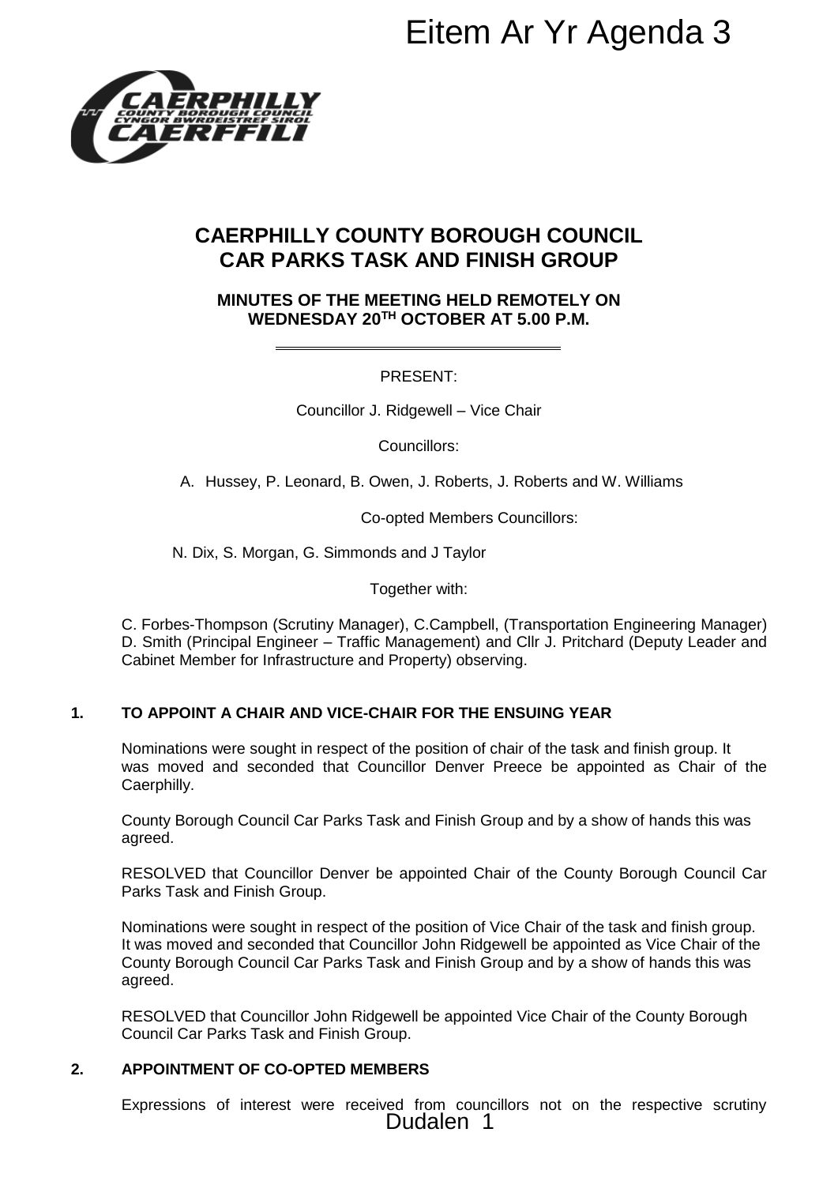Eitem Ar Yr Agenda 3

# CAERPHILLY COUNTY BOROUGH COUNCIL
# CAR PARKS TASK AND FINISH GROUP

## MINUTES OF THE MEETING HELD REMOTELY ON WEDNESDAY 20TH OCTOBER AT 5.00 P.M.

PRESENT:

Councillor J. Ridgewell – Vice Chair

Councillors:

A. Hussey, P. Leonard, B. Owen, J. Roberts, J. Roberts and W. Williams

Co-opted Members Councillors:

N. Dix, S. Morgan, G. Simmonds and J Taylor

Together with:

C. Forbes-Thompson (Scrutiny Manager), C.Campbell, (Transportation Engineering Manager) D. Smith (Principal Engineer – Traffic Management) and Cllr J. Pritchard (Deputy Leader and Cabinet Member for Infrastructure and Property) observing.

### 1. TO APPOINT A CHAIR AND VICE-CHAIR FOR THE ENSUING YEAR

Nominations were sought in respect of the position of chair of the task and finish group. It was moved and seconded that Councillor Denver Preece be appointed as Chair of the Caerphilly.

County Borough Council Car Parks Task and Finish Group and by a show of hands this was agreed.

RESOLVED that Councillor Denver be appointed Chair of the County Borough Council Car Parks Task and Finish Group.

Nominations were sought in respect of the position of Vice Chair of the task and finish group. It was moved and seconded that Councillor John Ridgewell be appointed as Vice Chair of the County Borough Council Car Parks Task and Finish Group and by a show of hands this was agreed.

RESOLVED that Councillor John Ridgewell be appointed Vice Chair of the County Borough Council Car Parks Task and Finish Group.

### 2. APPOINTMENT OF CO-OPTED MEMBERS

Expressions of interest were received from councillors not on the respective scrutiny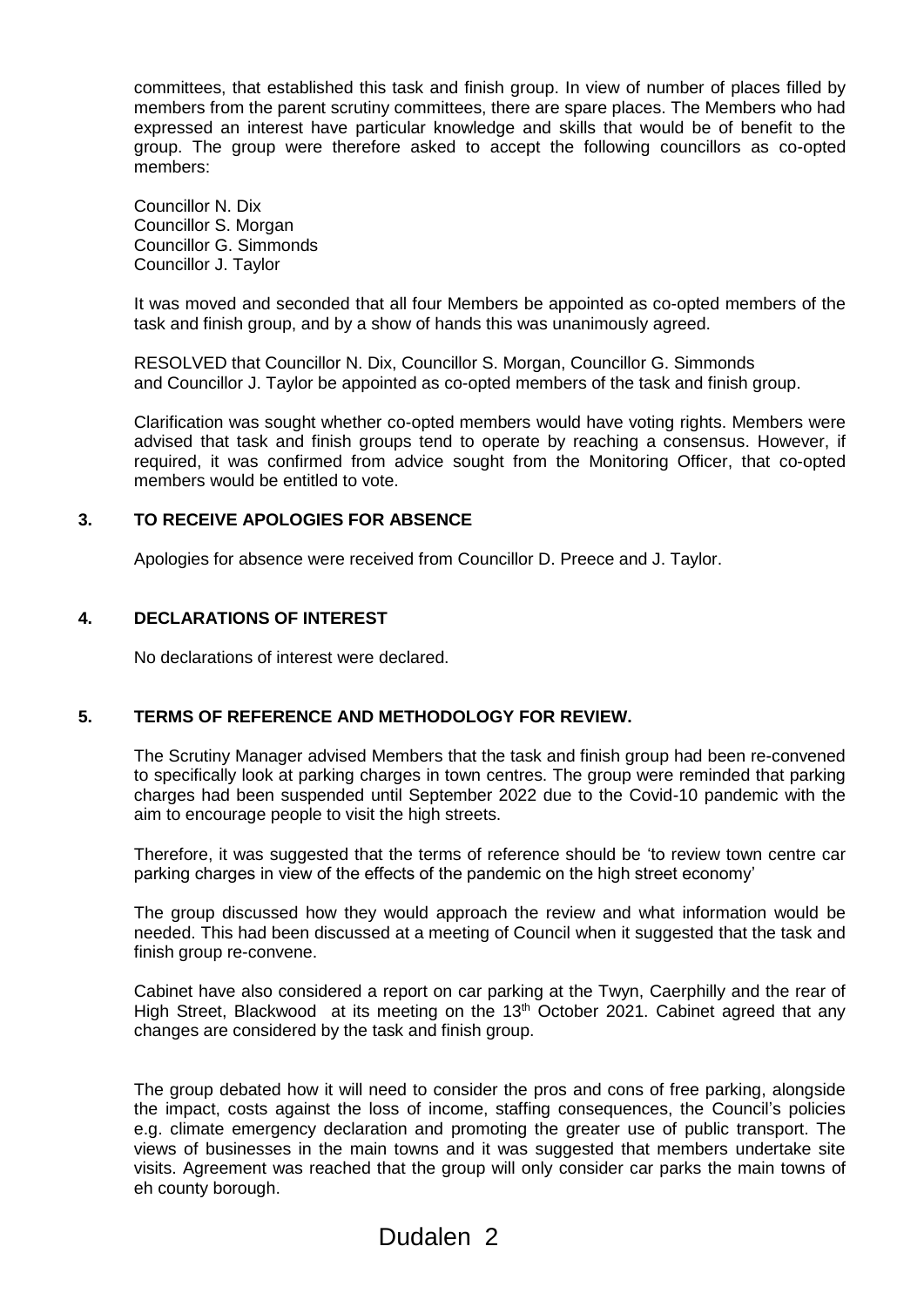committees, that established this task and finish group. In view of number of places filled by members from the parent scrutiny committees, there are spare places. The Members who had expressed an interest have particular knowledge and skills that would be of benefit to the group. The group were therefore asked to accept the following councillors as co-opted members:

Councillor N. Dix
Councillor S. Morgan
Councillor G. Simmonds
Councillor J. Taylor

It was moved and seconded that all four Members be appointed as co-opted members of the task and finish group, and by a show of hands this was unanimously agreed.

RESOLVED that Councillor N. Dix, Councillor S. Morgan, Councillor G. Simmonds and Councillor J. Taylor be appointed as co-opted members of the task and finish group.

Clarification was sought whether co-opted members would have voting rights. Members were advised that task and finish groups tend to operate by reaching a consensus. However, if required, it was confirmed from advice sought from the Monitoring Officer, that co-opted members would be entitled to vote.

## 3. TO RECEIVE APOLOGIES FOR ABSENCE

Apologies for absence were received from Councillor D. Preece and J. Taylor.

## 4. DECLARATIONS OF INTEREST

No declarations of interest were declared.

## 5. TERMS OF REFERENCE AND METHODOLOGY FOR REVIEW.

The Scrutiny Manager advised Members that the task and finish group had been re-convened to specifically look at parking charges in town centres. The group were reminded that parking charges had been suspended until September 2022 due to the Covid-10 pandemic with the aim to encourage people to visit the high streets.

Therefore, it was suggested that the terms of reference should be 'to review town centre car parking charges in view of the effects of the pandemic on the high street economy'

The group discussed how they would approach the review and what information would be needed. This had been discussed at a meeting of Council when it suggested that the task and finish group re-convene.

Cabinet have also considered a report on car parking at the Twyn, Caerphilly and the rear of High Street, Blackwood at its meeting on the 13th October 2021. Cabinet agreed that any changes are considered by the task and finish group.

The group debated how it will need to consider the pros and cons of free parking, alongside the impact, costs against the loss of income, staffing consequences, the Council's policies e.g. climate emergency declaration and promoting the greater use of public transport. The views of businesses in the main towns and it was suggested that members undertake site visits. Agreement was reached that the group will only consider car parks the main towns of eh county borough.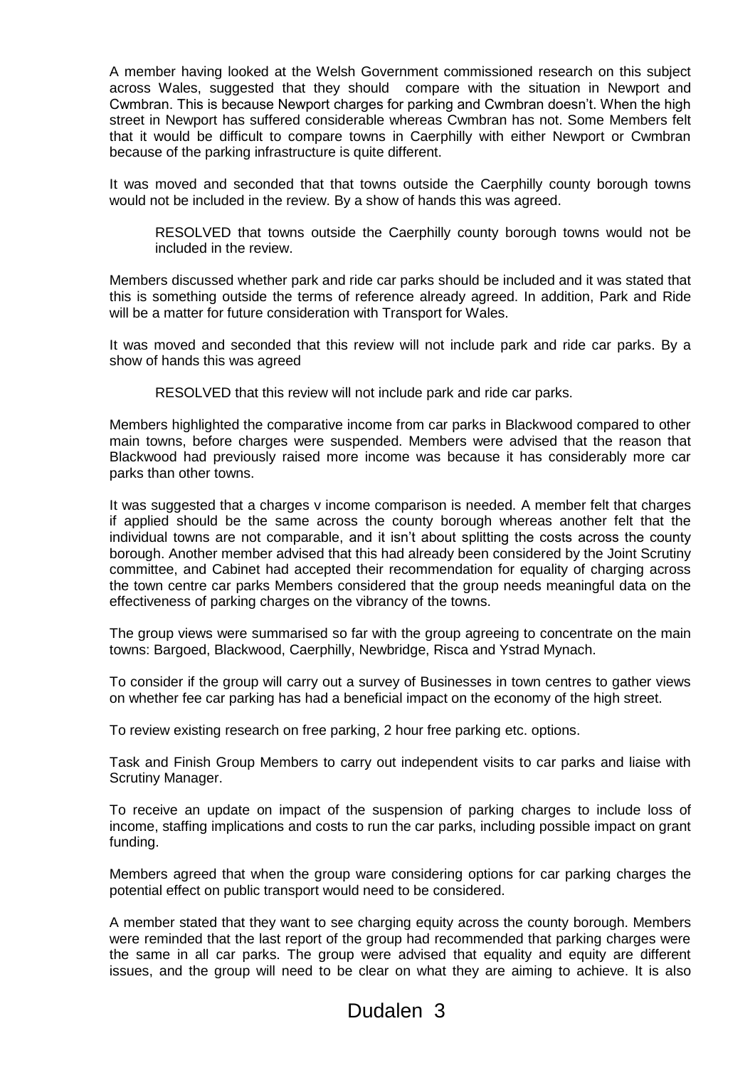A member having looked at the Welsh Government commissioned research on this subject across Wales, suggested that they should compare with the situation in Newport and Cwmbran. This is because Newport charges for parking and Cwmbran doesn't. When the high street in Newport has suffered considerable whereas Cwmbran has not. Some Members felt that it would be difficult to compare towns in Caerphilly with either Newport or Cwmbran because of the parking infrastructure is quite different.

It was moved and seconded that that towns outside the Caerphilly county borough towns would not be included in the review. By a show of hands this was agreed.

> RESOLVED that towns outside the Caerphilly county borough towns would not be included in the review.

Members discussed whether park and ride car parks should be included and it was stated that this is something outside the terms of reference already agreed. In addition, Park and Ride will be a matter for future consideration with Transport for Wales.

It was moved and seconded that this review will not include park and ride car parks. By a show of hands this was agreed

> RESOLVED that this review will not include park and ride car parks.

Members highlighted the comparative income from car parks in Blackwood compared to other main towns, before charges were suspended. Members were advised that the reason that Blackwood had previously raised more income was because it has considerably more car parks than other towns.

It was suggested that a charges v income comparison is needed. A member felt that charges if applied should be the same across the county borough whereas another felt that the individual towns are not comparable, and it isn't about splitting the costs across the county borough. Another member advised that this had already been considered by the Joint Scrutiny committee, and Cabinet had accepted their recommendation for equality of charging across the town centre car parks Members considered that the group needs meaningful data on the effectiveness of parking charges on the vibrancy of the towns.

The group views were summarised so far with the group agreeing to concentrate on the main towns: Bargoed, Blackwood, Caerphilly, Newbridge, Risca and Ystrad Mynach.

To consider if the group will carry out a survey of Businesses in town centres to gather views on whether fee car parking has had a beneficial impact on the economy of the high street.

To review existing research on free parking, 2 hour free parking etc. options.

Task and Finish Group Members to carry out independent visits to car parks and liaise with Scrutiny Manager.

To receive an update on impact of the suspension of parking charges to include loss of income, staffing implications and costs to run the car parks, including possible impact on grant funding.

Members agreed that when the group ware considering options for car parking charges the potential effect on public transport would need to be considered.

A member stated that they want to see charging equity across the county borough. Members were reminded that the last report of the group had recommended that parking charges were the same in all car parks. The group were advised that equality and equity are different issues, and the group will need to be clear on what they are aiming to achieve. It is also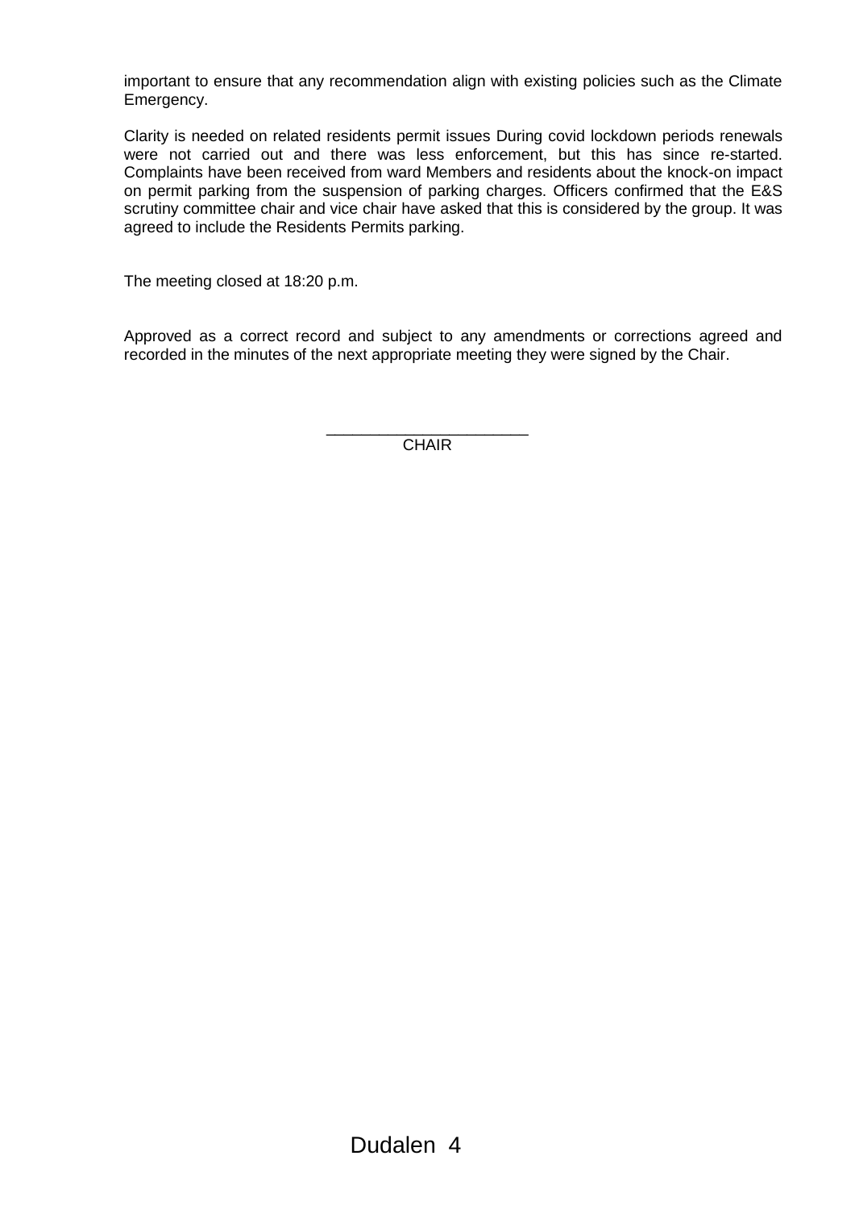important to ensure that any recommendation align with existing policies such as the Climate Emergency.

Clarity is needed on related residents permit issues During covid lockdown periods renewals were not carried out and there was less enforcement, but this has since re-started. Complaints have been received from ward Members and residents about the knock-on impact on permit parking from the suspension of parking charges. Officers confirmed that the E&S scrutiny committee chair and vice chair have asked that this is considered by the group. It was agreed to include the Residents Permits parking.

The meeting closed at 18:20 p.m.

Approved as a correct record and subject to any amendments or corrections agreed and recorded in the minutes of the next appropriate meeting they were signed by the Chair.

_______________________
CHAIR